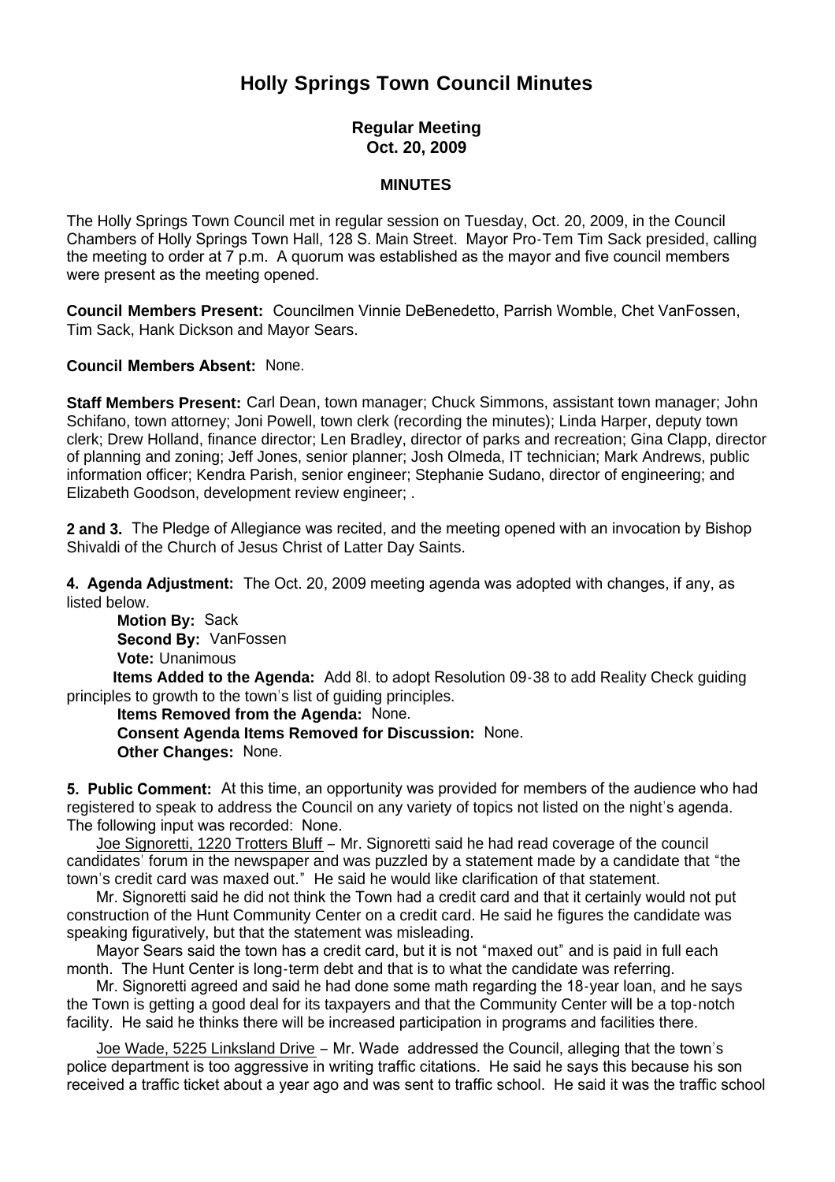# Holly Springs Town Council Minutes

### Regular Meeting
### Oct. 20, 2009

#### MINUTES

The Holly Springs Town Council met in regular session on Tuesday, Oct. 20, 2009, in the Council Chambers of Holly Springs Town Hall, 128 S. Main Street. Mayor Pro-Tem Tim Sack presided, calling the meeting to order at 7 p.m. A quorum was established as the mayor and five council members were present as the meeting opened.

**Council Members Present:** Councilmen Vinnie DeBenedetto, Parrish Womble, Chet VanFossen, Tim Sack, Hank Dickson and Mayor Sears.

**Council Members Absent:** None.

**Staff Members Present:** Carl Dean, town manager; Chuck Simmons, assistant town manager; John Schifano, town attorney; Joni Powell, town clerk (recording the minutes); Linda Harper, deputy town clerk; Drew Holland, finance director; Len Bradley, director of parks and recreation; Gina Clapp, director of planning and zoning; Jeff Jones, senior planner; Josh Olmeda, IT technician; Mark Andrews, public information officer; Kendra Parish, senior engineer; Stephanie Sudano, director of engineering; and Elizabeth Goodson, development review engineer; .

**2 and 3.** The Pledge of Allegiance was recited, and the meeting opened with an invocation by Bishop Shivaldi of the Church of Jesus Christ of Latter Day Saints.

**4. Agenda Adjustment:** The Oct. 20, 2009 meeting agenda was adopted with changes, if any, as listed below.

**Motion By:** Sack
**Second By:** VanFossen
**Vote:** Unanimous
**Items Added to the Agenda:** Add 8l. to adopt Resolution 09-38 to add Reality Check guiding principles to growth to the town's list of guiding principles.
**Items Removed from the Agenda:** None.
**Consent Agenda Items Removed for Discussion:** None.
**Other Changes:** None.

**5. Public Comment:** At this time, an opportunity was provided for members of the audience who had registered to speak to address the Council on any variety of topics not listed on the night's agenda. The following input was recorded: None.

Joe Signoretti, 1220 Trotters Bluff – Mr. Signoretti said he had read coverage of the council candidates' forum in the newspaper and was puzzled by a statement made by a candidate that "the town's credit card was maxed out." He said he would like clarification of that statement.

Mr. Signoretti said he did not think the Town had a credit card and that it certainly would not put construction of the Hunt Community Center on a credit card. He said he figures the candidate was speaking figuratively, but that the statement was misleading.

Mayor Sears said the town has a credit card, but it is not "maxed out" and is paid in full each month. The Hunt Center is long-term debt and that is to what the candidate was referring.

Mr. Signoretti agreed and said he had done some math regarding the 18-year loan, and he says the Town is getting a good deal for its taxpayers and that the Community Center will be a top-notch facility. He said he thinks there will be increased participation in programs and facilities there.

Joe Wade, 5225 Linksland Drive – Mr. Wade addressed the Council, alleging that the town's police department is too aggressive in writing traffic citations. He said he says this because his son received a traffic ticket about a year ago and was sent to traffic school. He said it was the traffic school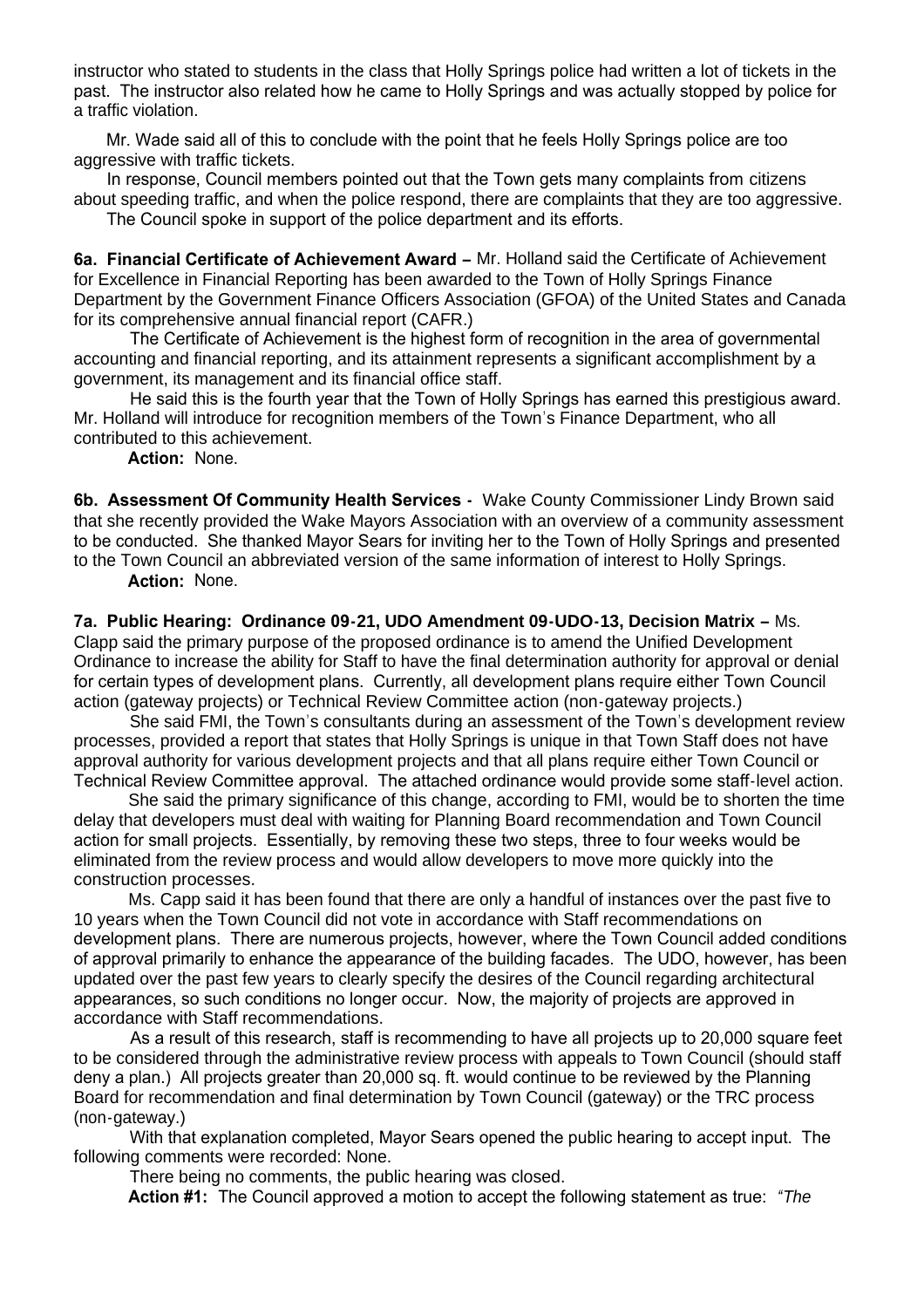instructor who stated to students in the class that Holly Springs police had written a lot of tickets in the past. The instructor also related how he came to Holly Springs and was actually stopped by police for a traffic violation.

Mr. Wade said all of this to conclude with the point that he feels Holly Springs police are too aggressive with traffic tickets.

In response, Council members pointed out that the Town gets many complaints from citizens about speeding traffic, and when the police respond, there are complaints that they are too aggressive.

The Council spoke in support of the police department and its efforts.

**6a. Financial Certificate of Achievement Award –** Mr. Holland said the Certificate of Achievement for Excellence in Financial Reporting has been awarded to the Town of Holly Springs Finance Department by the Government Finance Officers Association (GFOA) of the United States and Canada for its comprehensive annual financial report (CAFR.)

The Certificate of Achievement is the highest form of recognition in the area of governmental accounting and financial reporting, and its attainment represents a significant accomplishment by a government, its management and its financial office staff.

He said this is the fourth year that the Town of Holly Springs has earned this prestigious award. Mr. Holland will introduce for recognition members of the Town's Finance Department, who all contributed to this achievement.

**Action:** None.

**6b. Assessment Of Community Health Services -** Wake County Commissioner Lindy Brown said that she recently provided the Wake Mayors Association with an overview of a community assessment to be conducted. She thanked Mayor Sears for inviting her to the Town of Holly Springs and presented to the Town Council an abbreviated version of the same information of interest to Holly Springs.

**Action:** None.

**7a. Public Hearing: Ordinance 09-21, UDO Amendment 09-UDO-13, Decision Matrix –** Ms. Clapp said the primary purpose of the proposed ordinance is to amend the Unified Development Ordinance to increase the ability for Staff to have the final determination authority for approval or denial for certain types of development plans. Currently, all development plans require either Town Council action (gateway projects) or Technical Review Committee action (non-gateway projects.)

She said FMI, the Town's consultants during an assessment of the Town's development review processes, provided a report that states that Holly Springs is unique in that Town Staff does not have approval authority for various development projects and that all plans require either Town Council or Technical Review Committee approval. The attached ordinance would provide some staff-level action.

She said the primary significance of this change, according to FMI, would be to shorten the time delay that developers must deal with waiting for Planning Board recommendation and Town Council action for small projects. Essentially, by removing these two steps, three to four weeks would be eliminated from the review process and would allow developers to move more quickly into the construction processes.

Ms. Capp said it has been found that there are only a handful of instances over the past five to 10 years when the Town Council did not vote in accordance with Staff recommendations on development plans. There are numerous projects, however, where the Town Council added conditions of approval primarily to enhance the appearance of the building facades. The UDO, however, has been updated over the past few years to clearly specify the desires of the Council regarding architectural appearances, so such conditions no longer occur. Now, the majority of projects are approved in accordance with Staff recommendations.

As a result of this research, staff is recommending to have all projects up to 20,000 square feet to be considered through the administrative review process with appeals to Town Council (should staff deny a plan.) All projects greater than 20,000 sq. ft. would continue to be reviewed by the Planning Board for recommendation and final determination by Town Council (gateway) or the TRC process (non-gateway.)

With that explanation completed, Mayor Sears opened the public hearing to accept input. The following comments were recorded: None.

There being no comments, the public hearing was closed.

**Action #1:** The Council approved a motion to accept the following statement as true: *"The*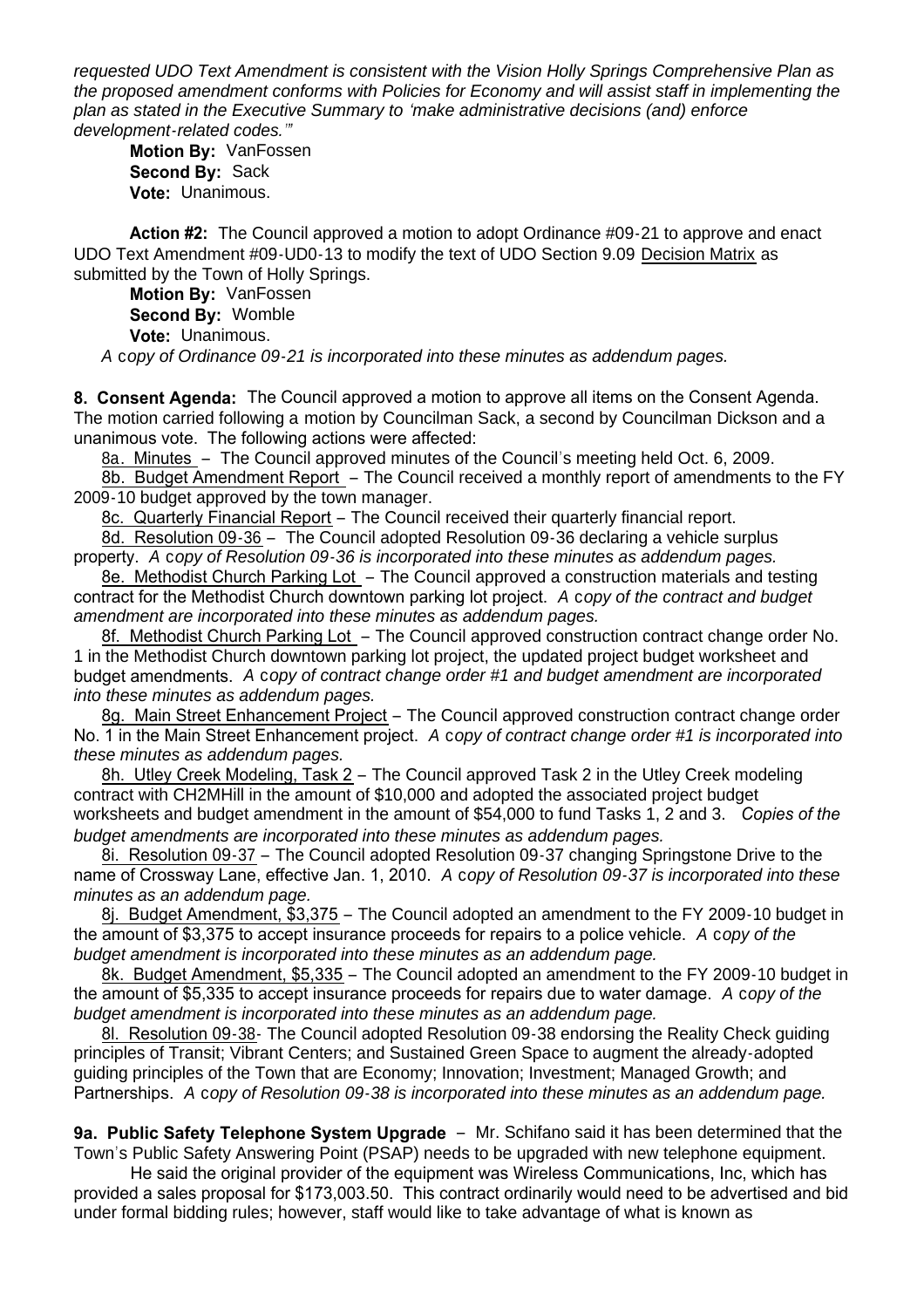*requested UDO Text Amendment is consistent with the Vision Holly Springs Comprehensive Plan as the proposed amendment conforms with Policies for Economy and will assist staff in implementing the plan as stated in the Executive Summary to 'make administrative decisions (and) enforce development-related codes.'"*

**Motion By:** VanFossen
**Second By:** Sack
**Vote:** Unanimous.

**Action #2:** The Council approved a motion to adopt Ordinance #09-21 to approve and enact UDO Text Amendment #09-UD0-13 to modify the text of UDO Section 9.09 Decision Matrix as submitted by the Town of Holly Springs.

**Motion By:** VanFossen
**Second By:** Womble
**Vote:** Unanimous.

*A copy of Ordinance 09-21 is incorporated into these minutes as addendum pages.*

**8. Consent Agenda:** The Council approved a motion to approve all items on the Consent Agenda. The motion carried following a motion by Councilman Sack, a second by Councilman Dickson and a unanimous vote. The following actions were affected:

8a. Minutes – The Council approved minutes of the Council's meeting held Oct. 6, 2009.

8b. Budget Amendment Report – The Council received a monthly report of amendments to the FY 2009-10 budget approved by the town manager.

8c. Quarterly Financial Report – The Council received their quarterly financial report.

8d. Resolution 09-36 – The Council adopted Resolution 09-36 declaring a vehicle surplus property. *A copy of Resolution 09-36 is incorporated into these minutes as addendum pages.*

8e. Methodist Church Parking Lot – The Council approved a construction materials and testing contract for the Methodist Church downtown parking lot project. *A copy of the contract and budget amendment are incorporated into these minutes as addendum pages.*

8f. Methodist Church Parking Lot – The Council approved construction contract change order No. 1 in the Methodist Church downtown parking lot project, the updated project budget worksheet and budget amendments. *A copy of contract change order #1 and budget amendment are incorporated into these minutes as addendum pages.*

8g. Main Street Enhancement Project – The Council approved construction contract change order No. 1 in the Main Street Enhancement project. *A copy of contract change order #1 is incorporated into these minutes as addendum pages.*

8h. Utley Creek Modeling, Task 2 – The Council approved Task 2 in the Utley Creek modeling contract with CH2MHill in the amount of $10,000 and adopted the associated project budget worksheets and budget amendment in the amount of $54,000 to fund Tasks 1, 2 and 3. *Copies of the budget amendments are incorporated into these minutes as addendum pages.*

8i. Resolution 09-37 – The Council adopted Resolution 09-37 changing Springstone Drive to the name of Crossway Lane, effective Jan. 1, 2010. *A copy of Resolution 09-37 is incorporated into these minutes as an addendum page.*

8j. Budget Amendment, $3,375 – The Council adopted an amendment to the FY 2009-10 budget in the amount of $3,375 to accept insurance proceeds for repairs to a police vehicle. *A copy of the budget amendment is incorporated into these minutes as an addendum page.*

8k. Budget Amendment, $5,335 – The Council adopted an amendment to the FY 2009-10 budget in the amount of $5,335 to accept insurance proceeds for repairs due to water damage. *A copy of the budget amendment is incorporated into these minutes as an addendum page.*

8l. Resolution 09-38- The Council adopted Resolution 09-38 endorsing the Reality Check guiding principles of Transit; Vibrant Centers; and Sustained Green Space to augment the already-adopted guiding principles of the Town that are Economy; Innovation; Investment; Managed Growth; and Partnerships. *A copy of Resolution 09-38 is incorporated into these minutes as an addendum page.*

**9a. Public Safety Telephone System Upgrade** – Mr. Schifano said it has been determined that the Town's Public Safety Answering Point (PSAP) needs to be upgraded with new telephone equipment.

He said the original provider of the equipment was Wireless Communications, Inc, which has provided a sales proposal for $173,003.50. This contract ordinarily would need to be advertised and bid under formal bidding rules; however, staff would like to take advantage of what is known as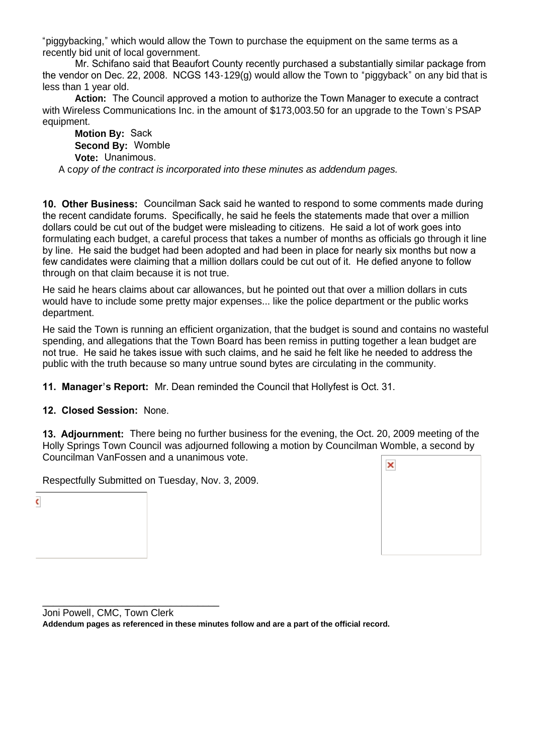"piggybacking," which would allow the Town to purchase the equipment on the same terms as a recently bid unit of local government.

Mr. Schifano said that Beaufort County recently purchased a substantially similar package from the vendor on Dec. 22, 2008. NCGS 143-129(g) would allow the Town to "piggyback" on any bid that is less than 1 year old.

**Action:** The Council approved a motion to authorize the Town Manager to execute a contract with Wireless Communications Inc. in the amount of $173,003.50 for an upgrade to the Town's PSAP equipment.

**Motion By:** Sack
**Second By:** Womble
**Vote:** Unanimous.

A c*opy of the contract is incorporated into these minutes as addendum pages.*

**10. Other Business:** Councilman Sack said he wanted to respond to some comments made during the recent candidate forums. Specifically, he said he feels the statements made that over a million dollars could be cut out of the budget were misleading to citizens. He said a lot of work goes into formulating each budget, a careful process that takes a number of months as officials go through it line by line. He said the budget had been adopted and had been in place for nearly six months but now a few candidates were claiming that a million dollars could be cut out of it. He defied anyone to follow through on that claim because it is not true.

He said he hears claims about car allowances, but he pointed out that over a million dollars in cuts would have to include some pretty major expenses... like the police department or the public works department.

He said the Town is running an efficient organization, that the budget is sound and contains no wasteful spending, and allegations that the Town Board has been remiss in putting together a lean budget are not true. He said he takes issue with such claims, and he said he felt like he needed to address the public with the truth because so many untrue sound bytes are circulating in the community.

**11. Manager's Report:** Mr. Dean reminded the Council that Hollyfest is Oct. 31.

**12. Closed Session:** None.

**13. Adjournment:** There being no further business for the evening, the Oct. 20, 2009 meeting of the Holly Springs Town Council was adjourned following a motion by Councilman Womble, a second by Councilman VanFossen and a unanimous vote.

Respectfully Submitted on Tuesday, Nov. 3, 2009.

\_\_\_\_\_\_\_\_\_\_\_\_\_\_\_\_\_\_\_\_\_\_\_\_\_\_\_\_\_\_\_\_
Joni Powell, CMC, Town Clerk

**Addendum pages as referenced in these minutes follow and are a part of the official record.**